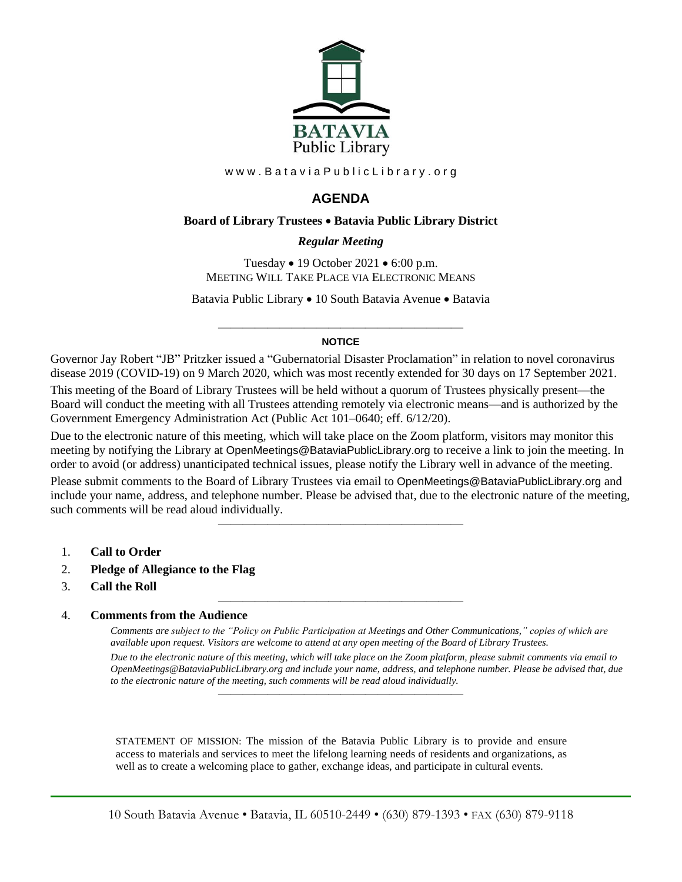BATAVIA
Public Library

www.BataviaPublicLibrary.org

# AGENDA

**Board of Library Trustees • Batavia Public Library District**

***Regular Meeting***

Tuesday • 19 October 2021 • 6:00 p.m.
MEETING WILL TAKE PLACE VIA ELECTRONIC MEANS

Batavia Public Library • 10 South Batavia Avenue • Batavia

---

**NOTICE**

Governor Jay Robert "JB" Pritzker issued a "Gubernatorial Disaster Proclamation" in relation to novel coronavirus disease 2019 (COVID-19) on 9 March 2020, which was most recently extended for 30 days on 17 September 2021.

This meeting of the Board of Library Trustees will be held without a quorum of Trustees physically present—the Board will conduct the meeting with all Trustees attending remotely via electronic means—and is authorized by the Government Emergency Administration Act (Public Act 101–0640; eff. 6/12/20).

Due to the electronic nature of this meeting, which will take place on the Zoom platform, visitors may monitor this meeting by notifying the Library at OpenMeetings@BataviaPublicLibrary.org to receive a link to join the meeting. In order to avoid (or address) unanticipated technical issues, please notify the Library well in advance of the meeting.

Please submit comments to the Board of Library Trustees via email to OpenMeetings@BataviaPublicLibrary.org and include your name, address, and telephone number. Please be advised that, due to the electronic nature of the meeting, such comments will be read aloud individually.

---

1. **Call to Order**
2. **Pledge of Allegiance to the Flag**
3. **Call the Roll**

---

4. **Comments from the Audience**

   *Comments are subject to the "Policy on Public Participation at Meetings and Other Communications," copies of which are available upon request. Visitors are welcome to attend at any open meeting of the Board of Library Trustees.*

   *Due to the electronic nature of this meeting, which will take place on the Zoom platform, please submit comments via email to OpenMeetings@BataviaPublicLibrary.org and include your name, address, and telephone number. Please be advised that, due to the electronic nature of the meeting, such comments will be read aloud individually.*

---

STATEMENT OF MISSION: The mission of the Batavia Public Library is to provide and ensure access to materials and services to meet the lifelong learning needs of residents and organizations, as well as to create a welcoming place to gather, exchange ideas, and participate in cultural events.

10 South Batavia Avenue • Batavia, IL 60510-2449 • (630) 879-1393 • FAX (630) 879-9118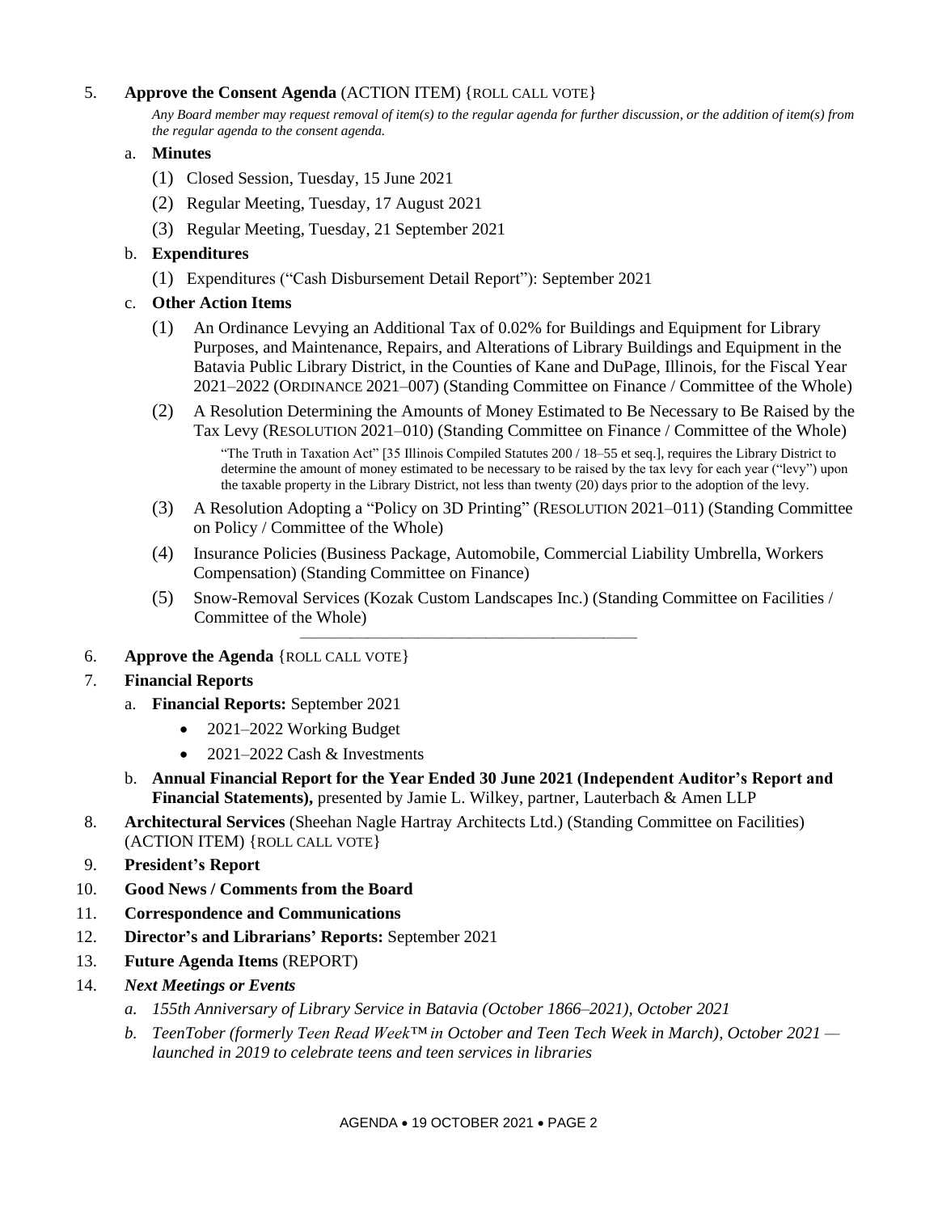5. **Approve the Consent Agenda** (ACTION ITEM) {ROLL CALL VOTE}

   *Any Board member may request removal of item(s) to the regular agenda for further discussion, or the addition of item(s) from the regular agenda to the consent agenda.*

   a. **Minutes**

      (1) Closed Session, Tuesday, 15 June 2021

      (2) Regular Meeting, Tuesday, 17 August 2021

      (3) Regular Meeting, Tuesday, 21 September 2021

   b. **Expenditures**

      (1) Expenditures ("Cash Disbursement Detail Report"): September 2021

   c. **Other Action Items**

      (1) An Ordinance Levying an Additional Tax of 0.02% for Buildings and Equipment for Library Purposes, and Maintenance, Repairs, and Alterations of Library Buildings and Equipment in the Batavia Public Library District, in the Counties of Kane and DuPage, Illinois, for the Fiscal Year 2021–2022 (ORDINANCE 2021–007) (Standing Committee on Finance / Committee of the Whole)

      (2) A Resolution Determining the Amounts of Money Estimated to Be Necessary to Be Raised by the Tax Levy (RESOLUTION 2021–010) (Standing Committee on Finance / Committee of the Whole)

         "The Truth in Taxation Act" [35 Illinois Compiled Statutes 200 / 18–55 et seq.], requires the Library District to determine the amount of money estimated to be necessary to be raised by the tax levy for each year ("levy") upon the taxable property in the Library District, not less than twenty (20) days prior to the adoption of the levy.

      (3) A Resolution Adopting a "Policy on 3D Printing" (RESOLUTION 2021–011) (Standing Committee on Policy / Committee of the Whole)

      (4) Insurance Policies (Business Package, Automobile, Commercial Liability Umbrella, Workers Compensation) (Standing Committee on Finance)

      (5) Snow-Removal Services (Kozak Custom Landscapes Inc.) (Standing Committee on Facilities / Committee of the Whole)

---

6. **Approve the Agenda** {ROLL CALL VOTE}

7. **Financial Reports**

   a. **Financial Reports:** September 2021

      - 2021–2022 Working Budget
      - 2021–2022 Cash & Investments

   b. **Annual Financial Report for the Year Ended 30 June 2021 (Independent Auditor's Report and Financial Statements),** presented by Jamie L. Wilkey, partner, Lauterbach & Amen LLP

8. **Architectural Services** (Sheehan Nagle Hartray Architects Ltd.) (Standing Committee on Facilities) (ACTION ITEM) {ROLL CALL VOTE}

9. **President's Report**

10. **Good News / Comments from the Board**

11. **Correspondence and Communications**

12. **Director's and Librarians' Reports:** September 2021

13. **Future Agenda Items** (REPORT)

14. ***Next Meetings or Events***

    *a. 155th Anniversary of Library Service in Batavia (October 1866–2021), October 2021*

    *b. TeenTober (formerly Teen Read Week™ in October and Teen Tech Week in March), October 2021 — launched in 2019 to celebrate teens and teen services in libraries*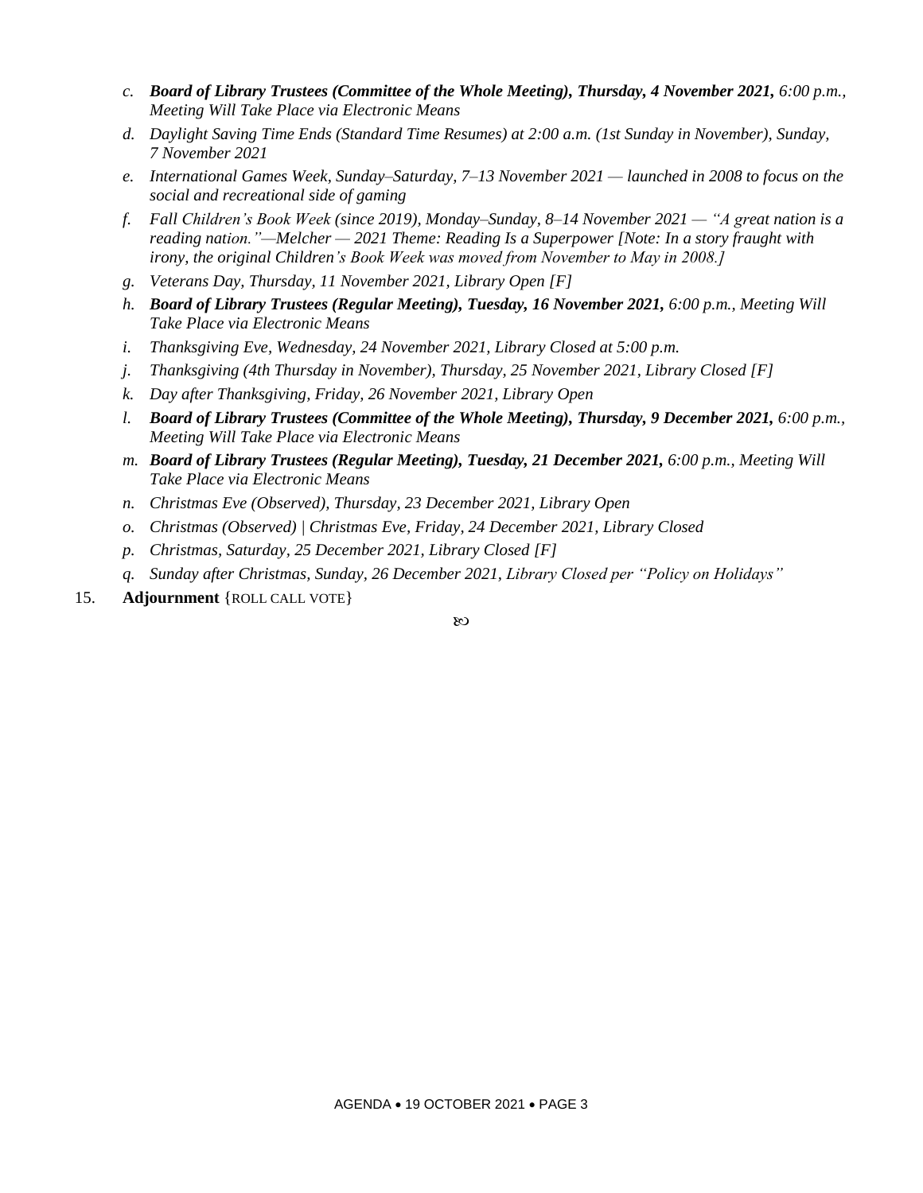c. ***Board of Library Trustees (Committee of the Whole Meeting), Thursday, 4 November 2021,*** *6:00 p.m., Meeting Will Take Place via Electronic Means*
d. *Daylight Saving Time Ends (Standard Time Resumes) at 2:00 a.m. (1st Sunday in November), Sunday, 7 November 2021*
e. *International Games Week, Sunday–Saturday, 7–13 November 2021 — launched in 2008 to focus on the social and recreational side of gaming*
f. *Fall Children's Book Week (since 2019), Monday–Sunday, 8–14 November 2021 — "A great nation is a reading nation."—Melcher — 2021 Theme: Reading Is a Superpower [Note: In a story fraught with irony, the original Children's Book Week was moved from November to May in 2008.]*
g. *Veterans Day, Thursday, 11 November 2021, Library Open [F]*
h. ***Board of Library Trustees (Regular Meeting), Tuesday, 16 November 2021,*** *6:00 p.m., Meeting Will Take Place via Electronic Means*
i. *Thanksgiving Eve, Wednesday, 24 November 2021, Library Closed at 5:00 p.m.*
j. *Thanksgiving (4th Thursday in November), Thursday, 25 November 2021, Library Closed [F]*
k. *Day after Thanksgiving, Friday, 26 November 2021, Library Open*
l. ***Board of Library Trustees (Committee of the Whole Meeting), Thursday, 9 December 2021,*** *6:00 p.m., Meeting Will Take Place via Electronic Means*
m. ***Board of Library Trustees (Regular Meeting), Tuesday, 21 December 2021,*** *6:00 p.m., Meeting Will Take Place via Electronic Means*
n. *Christmas Eve (Observed), Thursday, 23 December 2021, Library Open*
o. *Christmas (Observed) | Christmas Eve, Friday, 24 December 2021, Library Closed*
p. *Christmas, Saturday, 25 December 2021, Library Closed [F]*
q. *Sunday after Christmas, Sunday, 26 December 2021, Library Closed per "Policy on Holidays"*

15. **Adjournment** {ROLL CALL VOTE}

℘